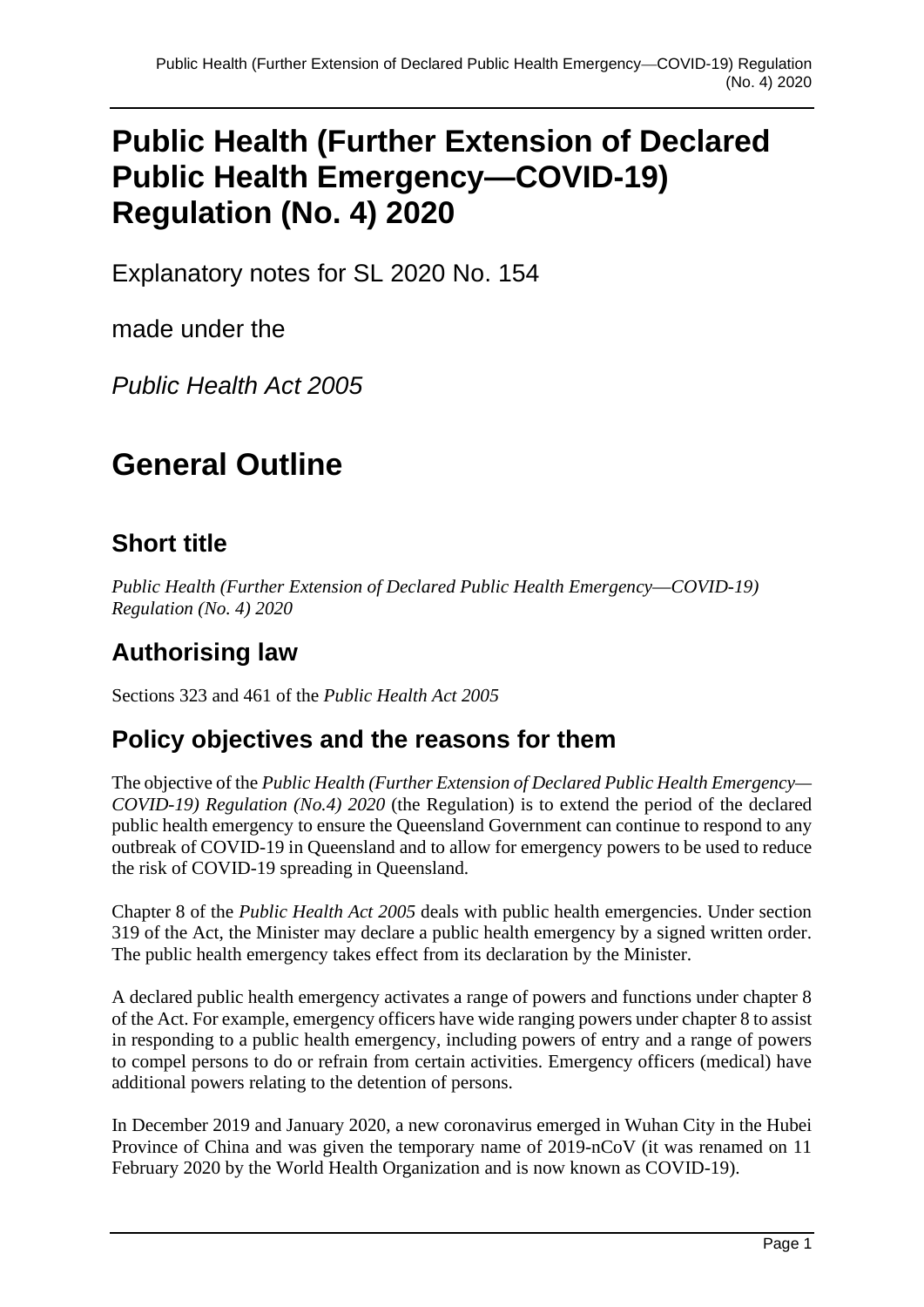# Public Health (Further Extension of Declared Public Health Emergency—COVID-19) Regulation (No. 4) 2020

Explanatory notes for SL 2020 No. 154

made under the

*Public Health Act 2005*

# General Outline

## Short title

*Public Health (Further Extension of Declared Public Health Emergency—COVID-19) Regulation (No. 4) 2020*

## Authorising law

Sections 323 and 461 of the *Public Health Act 2005*

## Policy objectives and the reasons for them

The objective of the *Public Health (Further Extension of Declared Public Health Emergency—COVID-19) Regulation (No.4) 2020* (the Regulation) is to extend the period of the declared public health emergency to ensure the Queensland Government can continue to respond to any outbreak of COVID-19 in Queensland and to allow for emergency powers to be used to reduce the risk of COVID-19 spreading in Queensland.

Chapter 8 of the *Public Health Act 2005* deals with public health emergencies. Under section 319 of the Act, the Minister may declare a public health emergency by a signed written order. The public health emergency takes effect from its declaration by the Minister.

A declared public health emergency activates a range of powers and functions under chapter 8 of the Act. For example, emergency officers have wide ranging powers under chapter 8 to assist in responding to a public health emergency, including powers of entry and a range of powers to compel persons to do or refrain from certain activities. Emergency officers (medical) have additional powers relating to the detention of persons.

In December 2019 and January 2020, a new coronavirus emerged in Wuhan City in the Hubei Province of China and was given the temporary name of 2019-nCoV (it was renamed on 11 February 2020 by the World Health Organization and is now known as COVID-19).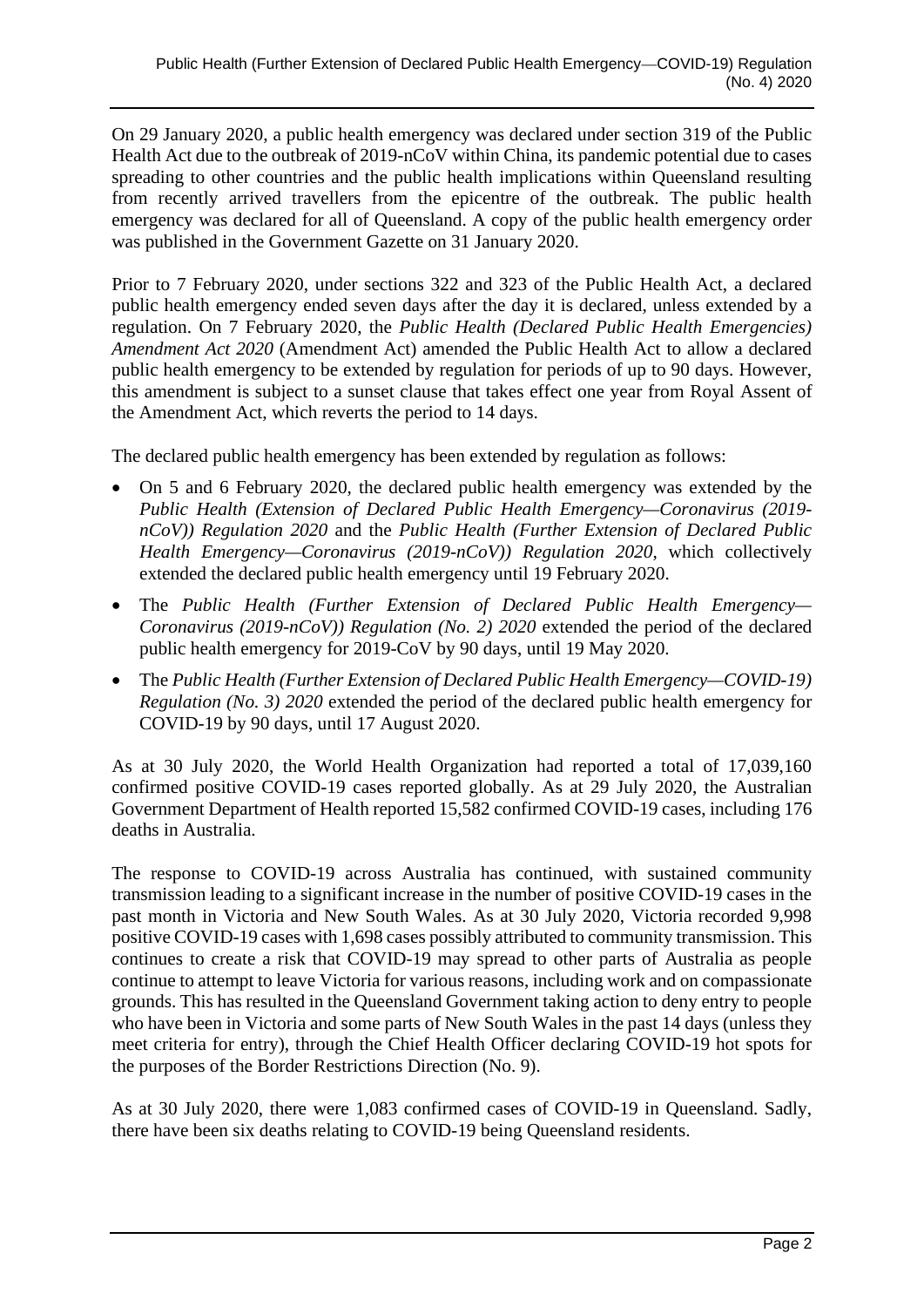On 29 January 2020, a public health emergency was declared under section 319 of the Public Health Act due to the outbreak of 2019-nCoV within China, its pandemic potential due to cases spreading to other countries and the public health implications within Queensland resulting from recently arrived travellers from the epicentre of the outbreak. The public health emergency was declared for all of Queensland. A copy of the public health emergency order was published in the Government Gazette on 31 January 2020.

Prior to 7 February 2020, under sections 322 and 323 of the Public Health Act, a declared public health emergency ended seven days after the day it is declared, unless extended by a regulation. On 7 February 2020, the *Public Health (Declared Public Health Emergencies) Amendment Act 2020* (Amendment Act) amended the Public Health Act to allow a declared public health emergency to be extended by regulation for periods of up to 90 days. However, this amendment is subject to a sunset clause that takes effect one year from Royal Assent of the Amendment Act, which reverts the period to 14 days.

The declared public health emergency has been extended by regulation as follows:

- On 5 and 6 February 2020, the declared public health emergency was extended by the *Public Health (Extension of Declared Public Health Emergency—Coronavirus (2019-nCoV)) Regulation 2020* and the *Public Health (Further Extension of Declared Public Health Emergency—Coronavirus (2019-nCoV)) Regulation 2020*, which collectively extended the declared public health emergency until 19 February 2020.
- The *Public Health (Further Extension of Declared Public Health Emergency—Coronavirus (2019-nCoV)) Regulation (No. 2) 2020* extended the period of the declared public health emergency for 2019-CoV by 90 days, until 19 May 2020.
- The *Public Health (Further Extension of Declared Public Health Emergency—COVID-19) Regulation (No. 3) 2020* extended the period of the declared public health emergency for COVID-19 by 90 days, until 17 August 2020.

As at 30 July 2020, the World Health Organization had reported a total of 17,039,160 confirmed positive COVID-19 cases reported globally. As at 29 July 2020, the Australian Government Department of Health reported 15,582 confirmed COVID-19 cases, including 176 deaths in Australia.

The response to COVID-19 across Australia has continued, with sustained community transmission leading to a significant increase in the number of positive COVID-19 cases in the past month in Victoria and New South Wales. As at 30 July 2020, Victoria recorded 9,998 positive COVID-19 cases with 1,698 cases possibly attributed to community transmission. This continues to create a risk that COVID-19 may spread to other parts of Australia as people continue to attempt to leave Victoria for various reasons, including work and on compassionate grounds. This has resulted in the Queensland Government taking action to deny entry to people who have been in Victoria and some parts of New South Wales in the past 14 days (unless they meet criteria for entry), through the Chief Health Officer declaring COVID-19 hot spots for the purposes of the Border Restrictions Direction (No. 9).

As at 30 July 2020, there were 1,083 confirmed cases of COVID-19 in Queensland. Sadly, there have been six deaths relating to COVID-19 being Queensland residents.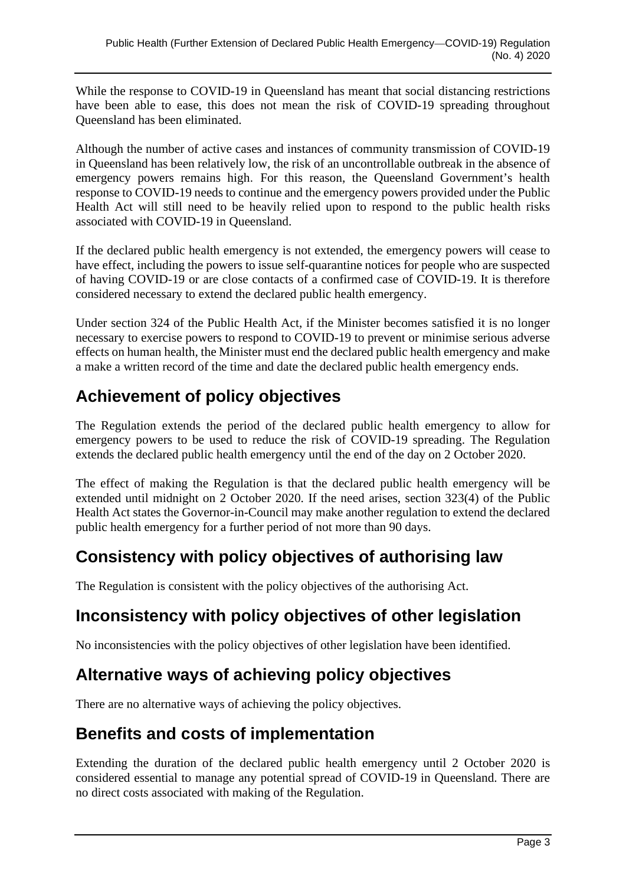While the response to COVID-19 in Queensland has meant that social distancing restrictions have been able to ease, this does not mean the risk of COVID-19 spreading throughout Queensland has been eliminated.

Although the number of active cases and instances of community transmission of COVID-19 in Queensland has been relatively low, the risk of an uncontrollable outbreak in the absence of emergency powers remains high. For this reason, the Queensland Government's health response to COVID-19 needs to continue and the emergency powers provided under the Public Health Act will still need to be heavily relied upon to respond to the public health risks associated with COVID-19 in Queensland.

If the declared public health emergency is not extended, the emergency powers will cease to have effect, including the powers to issue self-quarantine notices for people who are suspected of having COVID-19 or are close contacts of a confirmed case of COVID-19. It is therefore considered necessary to extend the declared public health emergency.

Under section 324 of the Public Health Act, if the Minister becomes satisfied it is no longer necessary to exercise powers to respond to COVID-19 to prevent or minimise serious adverse effects on human health, the Minister must end the declared public health emergency and make a make a written record of the time and date the declared public health emergency ends.

## Achievement of policy objectives

The Regulation extends the period of the declared public health emergency to allow for emergency powers to be used to reduce the risk of COVID-19 spreading. The Regulation extends the declared public health emergency until the end of the day on 2 October 2020.

The effect of making the Regulation is that the declared public health emergency will be extended until midnight on 2 October 2020. If the need arises, section 323(4) of the Public Health Act states the Governor-in-Council may make another regulation to extend the declared public health emergency for a further period of not more than 90 days.

## Consistency with policy objectives of authorising law

The Regulation is consistent with the policy objectives of the authorising Act.

## Inconsistency with policy objectives of other legislation

No inconsistencies with the policy objectives of other legislation have been identified.

## Alternative ways of achieving policy objectives

There are no alternative ways of achieving the policy objectives.

## Benefits and costs of implementation

Extending the duration of the declared public health emergency until 2 October 2020 is considered essential to manage any potential spread of COVID-19 in Queensland. There are no direct costs associated with making of the Regulation.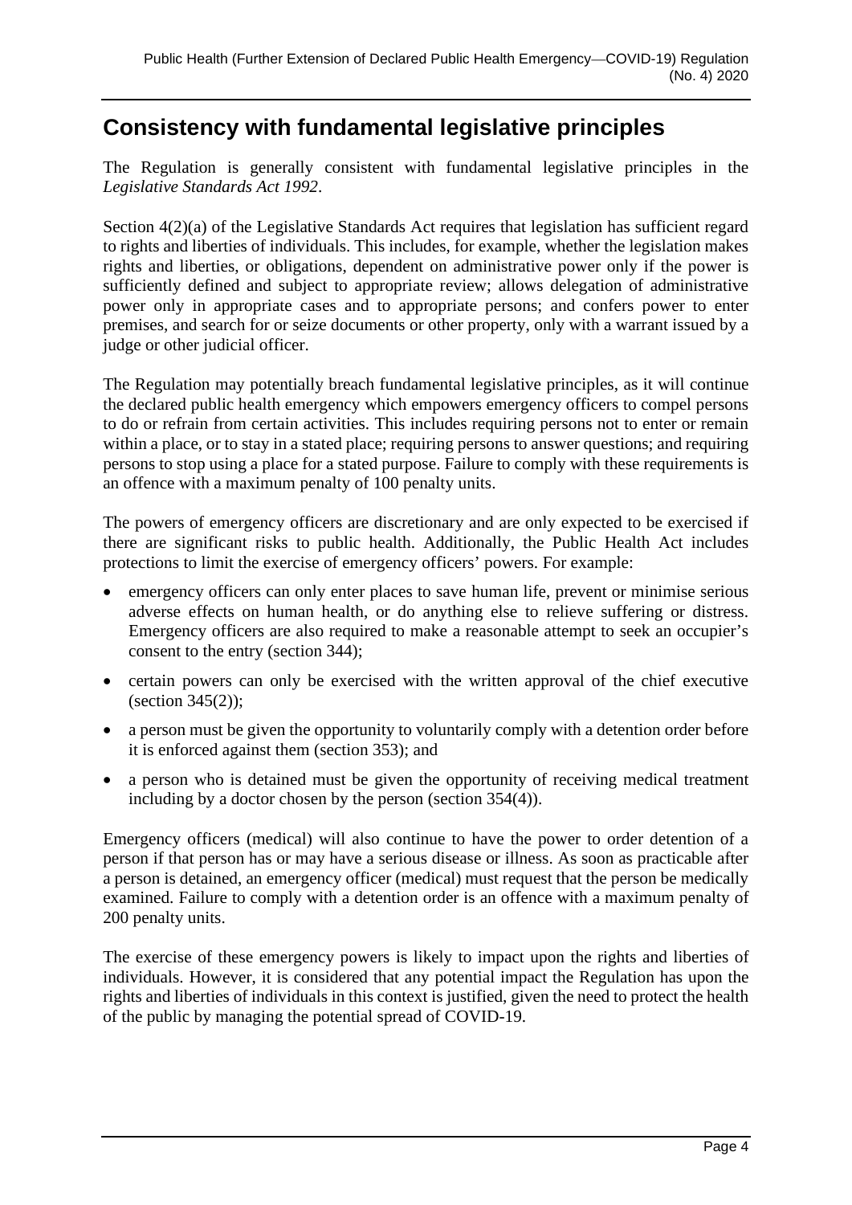## Consistency with fundamental legislative principles

The Regulation is generally consistent with fundamental legislative principles in the *Legislative Standards Act 1992*.

Section 4(2)(a) of the Legislative Standards Act requires that legislation has sufficient regard to rights and liberties of individuals. This includes, for example, whether the legislation makes rights and liberties, or obligations, dependent on administrative power only if the power is sufficiently defined and subject to appropriate review; allows delegation of administrative power only in appropriate cases and to appropriate persons; and confers power to enter premises, and search for or seize documents or other property, only with a warrant issued by a judge or other judicial officer.

The Regulation may potentially breach fundamental legislative principles, as it will continue the declared public health emergency which empowers emergency officers to compel persons to do or refrain from certain activities. This includes requiring persons not to enter or remain within a place, or to stay in a stated place; requiring persons to answer questions; and requiring persons to stop using a place for a stated purpose. Failure to comply with these requirements is an offence with a maximum penalty of 100 penalty units.

The powers of emergency officers are discretionary and are only expected to be exercised if there are significant risks to public health. Additionally, the Public Health Act includes protections to limit the exercise of emergency officers' powers. For example:

- emergency officers can only enter places to save human life, prevent or minimise serious adverse effects on human health, or do anything else to relieve suffering or distress. Emergency officers are also required to make a reasonable attempt to seek an occupier's consent to the entry (section 344);
- certain powers can only be exercised with the written approval of the chief executive (section 345(2));
- a person must be given the opportunity to voluntarily comply with a detention order before it is enforced against them (section 353); and
- a person who is detained must be given the opportunity of receiving medical treatment including by a doctor chosen by the person (section 354(4)).

Emergency officers (medical) will also continue to have the power to order detention of a person if that person has or may have a serious disease or illness. As soon as practicable after a person is detained, an emergency officer (medical) must request that the person be medically examined. Failure to comply with a detention order is an offence with a maximum penalty of 200 penalty units.

The exercise of these emergency powers is likely to impact upon the rights and liberties of individuals. However, it is considered that any potential impact the Regulation has upon the rights and liberties of individuals in this context is justified, given the need to protect the health of the public by managing the potential spread of COVID-19.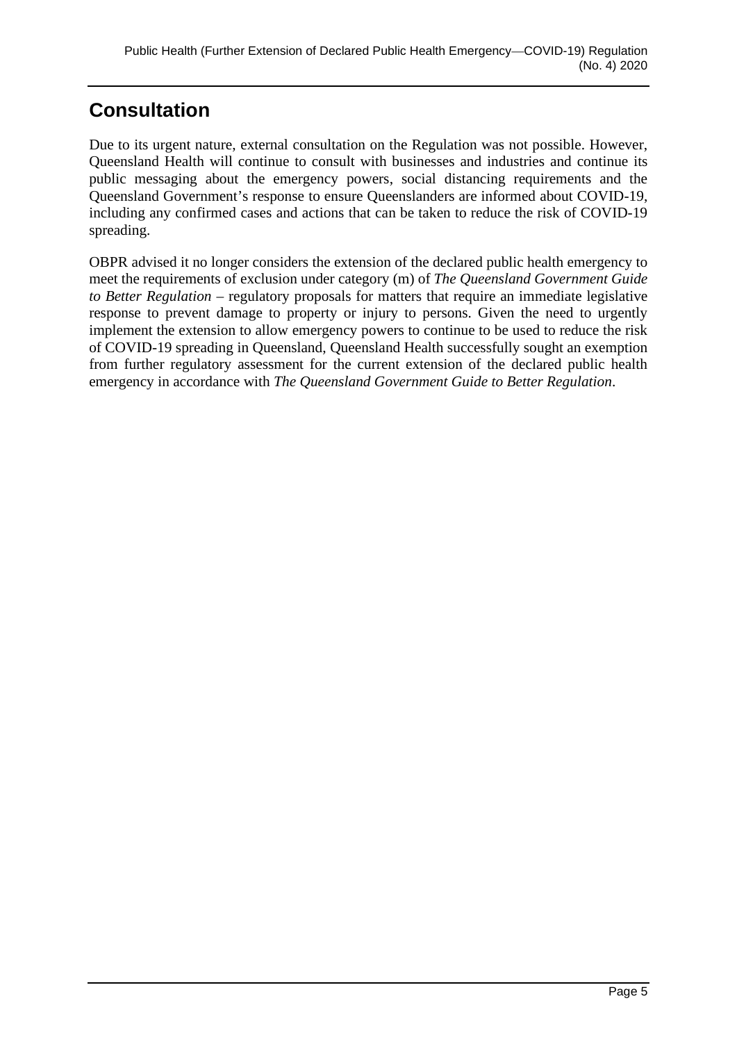# Consultation

Due to its urgent nature, external consultation on the Regulation was not possible. However, Queensland Health will continue to consult with businesses and industries and continue its public messaging about the emergency powers, social distancing requirements and the Queensland Government's response to ensure Queenslanders are informed about COVID-19, including any confirmed cases and actions that can be taken to reduce the risk of COVID-19 spreading.

OBPR advised it no longer considers the extension of the declared public health emergency to meet the requirements of exclusion under category (m) of *The Queensland Government Guide to Better Regulation* – regulatory proposals for matters that require an immediate legislative response to prevent damage to property or injury to persons. Given the need to urgently implement the extension to allow emergency powers to continue to be used to reduce the risk of COVID-19 spreading in Queensland, Queensland Health successfully sought an exemption from further regulatory assessment for the current extension of the declared public health emergency in accordance with *The Queensland Government Guide to Better Regulation*.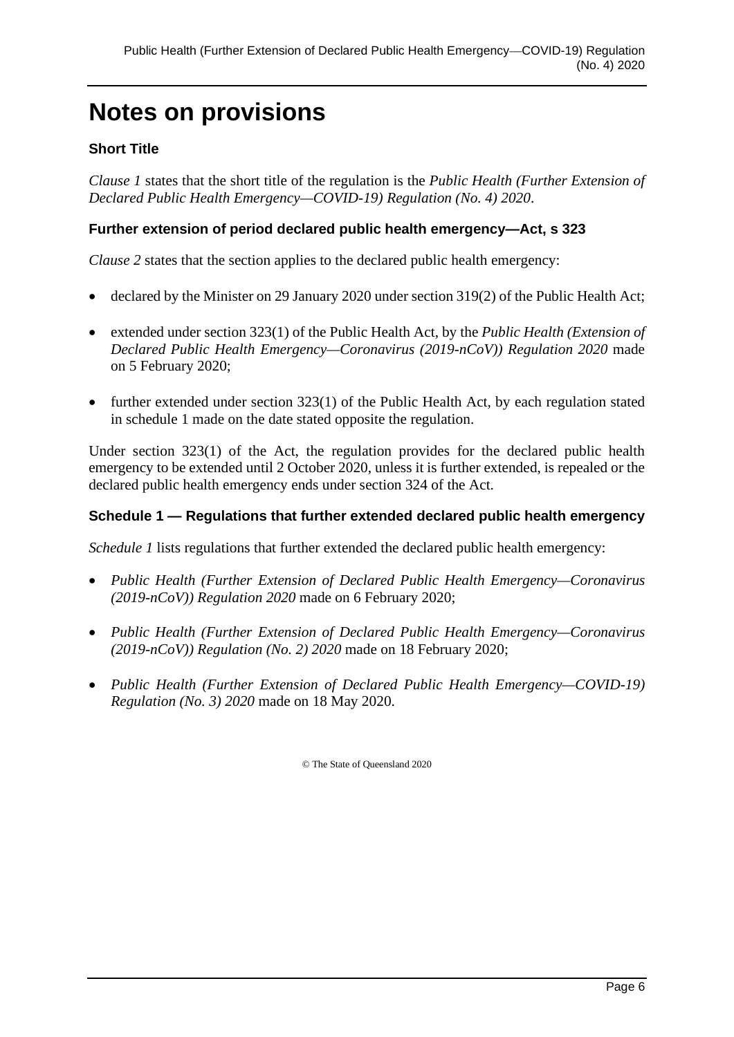# Notes on provisions

### Short Title

*Clause 1* states that the short title of the regulation is the *Public Health (Further Extension of Declared Public Health Emergency—COVID-19) Regulation (No. 4) 2020*.

### Further extension of period declared public health emergency—Act, s 323

*Clause 2* states that the section applies to the declared public health emergency:

- declared by the Minister on 29 January 2020 under section 319(2) of the Public Health Act;
- extended under section 323(1) of the Public Health Act, by the *Public Health (Extension of Declared Public Health Emergency—Coronavirus (2019-nCoV)) Regulation 2020* made on 5 February 2020;
- further extended under section 323(1) of the Public Health Act, by each regulation stated in schedule 1 made on the date stated opposite the regulation.

Under section 323(1) of the Act, the regulation provides for the declared public health emergency to be extended until 2 October 2020, unless it is further extended, is repealed or the declared public health emergency ends under section 324 of the Act.

### Schedule 1 — Regulations that further extended declared public health emergency

*Schedule 1* lists regulations that further extended the declared public health emergency:

- *Public Health (Further Extension of Declared Public Health Emergency—Coronavirus (2019-nCoV)) Regulation 2020* made on 6 February 2020;
- *Public Health (Further Extension of Declared Public Health Emergency—Coronavirus (2019-nCoV)) Regulation (No. 2) 2020* made on 18 February 2020;
- *Public Health (Further Extension of Declared Public Health Emergency—COVID-19) Regulation (No. 3) 2020* made on 18 May 2020.

© The State of Queensland 2020